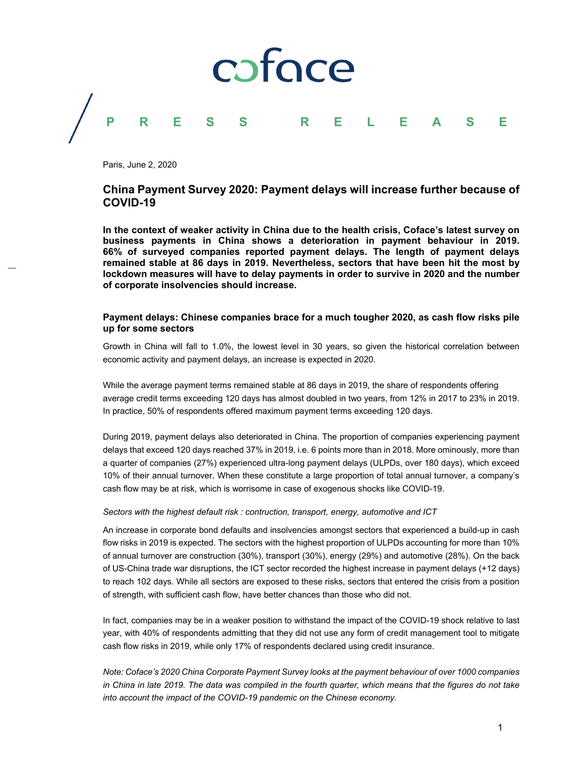coface

PRESS RELEASE

Paris, June 2, 2020

## China Payment Survey 2020: Payment delays will increase further because of COVID-19

**In the context of weaker activity in China due to the health crisis, Coface's latest survey on business payments in China shows a deterioration in payment behaviour in 2019. 66% of surveyed companies reported payment delays. The length of payment delays remained stable at 86 days in 2019. Nevertheless, sectors that have been hit the most by lockdown measures will have to delay payments in order to survive in 2020 and the number of corporate insolvencies should increase.**

### Payment delays: Chinese companies brace for a much tougher 2020, as cash flow risks pile up for some sectors

Growth in China will fall to 1.0%, the lowest level in 30 years, so given the historical correlation between economic activity and payment delays, an increase is expected in 2020.

While the average payment terms remained stable at 86 days in 2019, the share of respondents offering average credit terms exceeding 120 days has almost doubled in two years, from 12% in 2017 to 23% in 2019. In practice, 50% of respondents offered maximum payment terms exceeding 120 days.

During 2019, payment delays also deteriorated in China. The proportion of companies experiencing payment delays that exceed 120 days reached 37% in 2019, i.e. 6 points more than in 2018. More ominously, more than a quarter of companies (27%) experienced ultra-long payment delays (ULPDs, over 180 days), which exceed 10% of their annual turnover. When these constitute a large proportion of total annual turnover, a company's cash flow may be at risk, which is worrisome in case of exogenous shocks like COVID-19.

*Sectors with the highest default risk : contruction, transport, energy, automotive and ICT*

An increase in corporate bond defaults and insolvencies amongst sectors that experienced a build-up in cash flow risks in 2019 is expected. The sectors with the highest proportion of ULPDs accounting for more than 10% of annual turnover are construction (30%), transport (30%), energy (29%) and automotive (28%). On the back of US-China trade war disruptions, the ICT sector recorded the highest increase in payment delays (+12 days) to reach 102 days. While all sectors are exposed to these risks, sectors that entered the crisis from a position of strength, with sufficient cash flow, have better chances than those who did not.

In fact, companies may be in a weaker position to withstand the impact of the COVID-19 shock relative to last year, with 40% of respondents admitting that they did not use any form of credit management tool to mitigate cash flow risks in 2019, while only 17% of respondents declared using credit insurance.

*Note: Coface's 2020 China Corporate Payment Survey looks at the payment behaviour of over 1000 companies in China in late 2019. The data was compiled in the fourth quarter, which means that the figures do not take into account the impact of the COVID-19 pandemic on the Chinese economy.*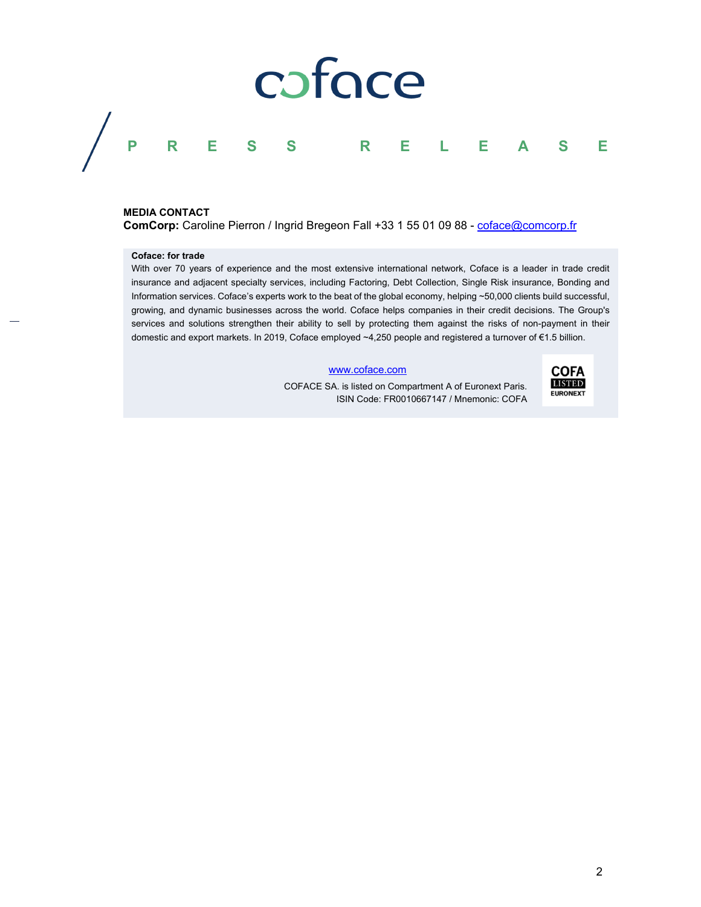coface

P R E S S   R E L E A S E

**MEDIA CONTACT**
**ComCorp:** Caroline Pierron / Ingrid Bregeon Fall +33 1 55 01 09 88 - coface@comcorp.fr

**Coface: for trade**

With over 70 years of experience and the most extensive international network, Coface is a leader in trade credit insurance and adjacent specialty services, including Factoring, Debt Collection, Single Risk insurance, Bonding and Information services. Coface's experts work to the beat of the global economy, helping ~50,000 clients build successful, growing, and dynamic businesses across the world. Coface helps companies in their credit decisions. The Group's services and solutions strengthen their ability to sell by protecting them against the risks of non-payment in their domestic and export markets. In 2019, Coface employed ~4,250 people and registered a turnover of €1.5 billion.

www.coface.com

COFACE SA. is listed on Compartment A of Euronext Paris.
ISIN Code: FR0010667147 / Mnemonic: COFA

COFA LISTED EURONEXT